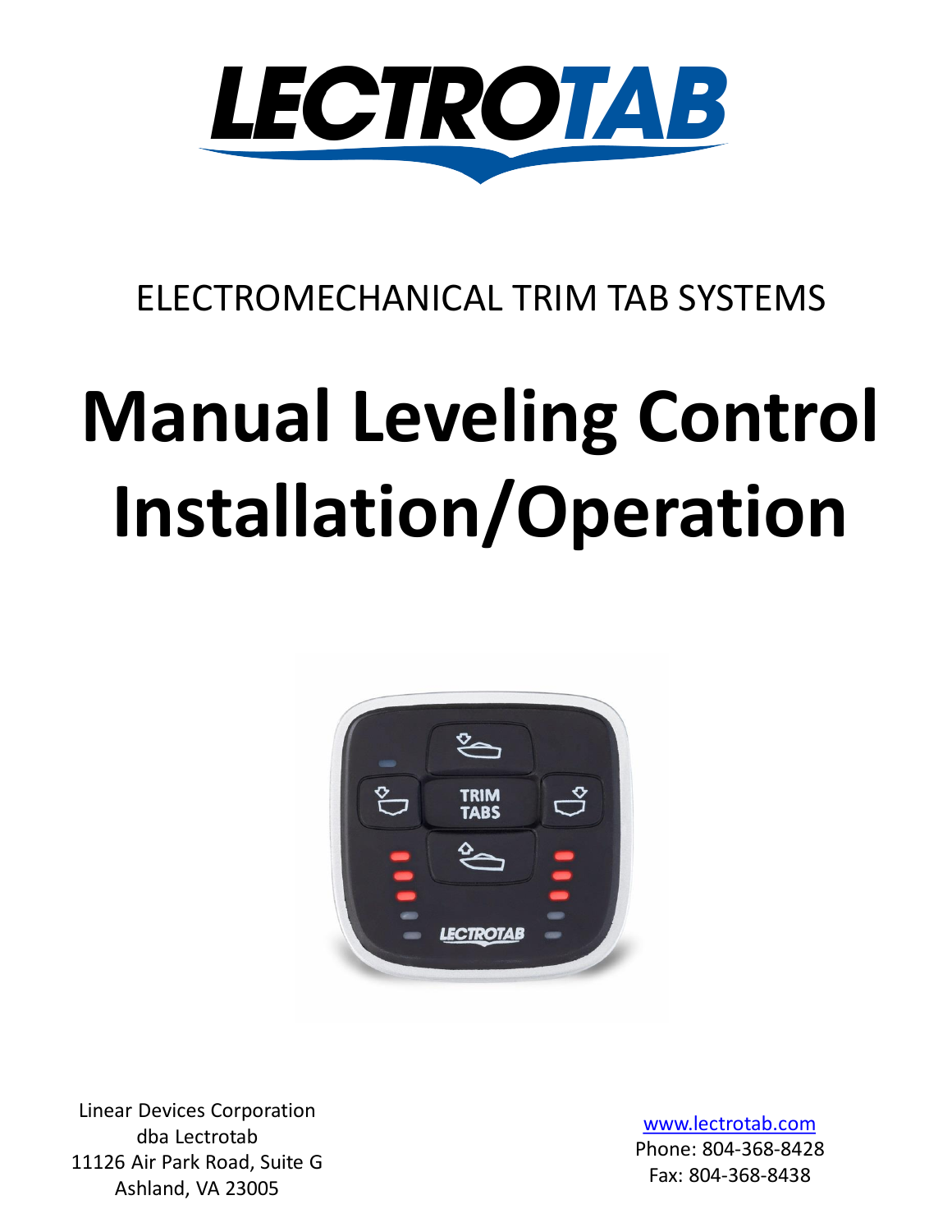# LECTROTAB

ELECTROMECHANICAL TRIM TAB SYSTEMS

# Manual Leveling Control Installation/Operation

Linear Devices Corporation
dba Lectrotab
11126 Air Park Road, Suite G
Ashland, VA 23005

www.lectrotab.com
Phone: 804-368-8428
Fax: 804-368-8438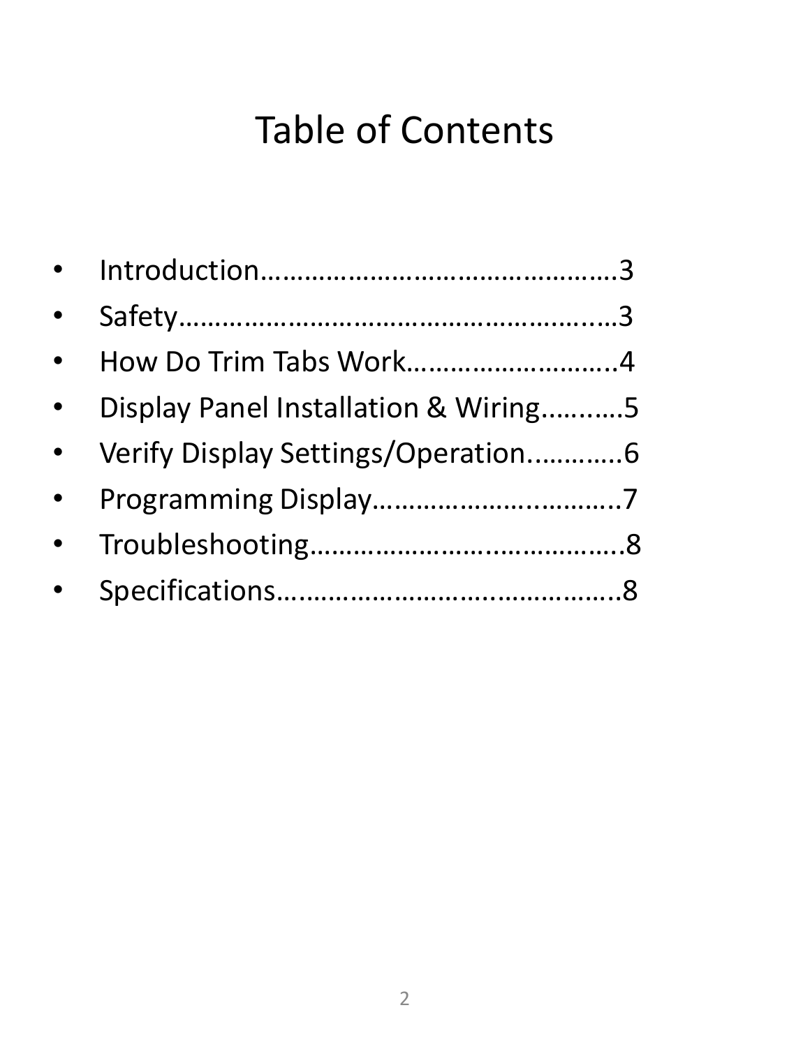# Table of Contents

- Introduction……………………………………….3
- Safety…………………………………………..….3
- How Do Trim Tabs Work……………………..4
- Display Panel Installation & Wiring….….…5
- Verify Display Settings/Operation.………..6
- Programming Display……………..………..7
- Troubleshooting……………….……………..8
- Specifications………………….……………..8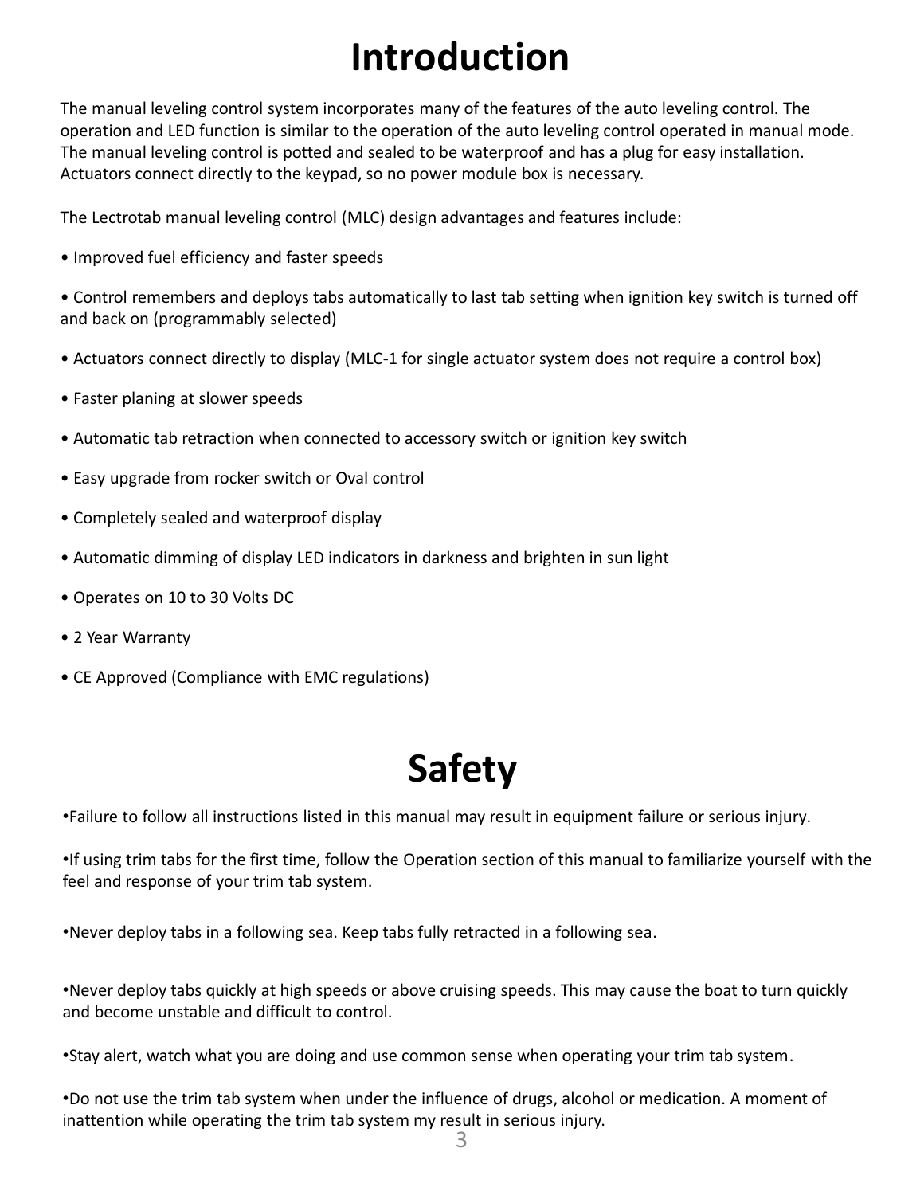# Introduction

The manual leveling control system incorporates many of the features of the auto leveling control. The operation and LED function is similar to the operation of the auto leveling control operated in manual mode. The manual leveling control is potted and sealed to be waterproof and has a plug for easy installation. Actuators connect directly to the keypad, so no power module box is necessary.

The Lectrotab manual leveling control (MLC) design advantages and features include:

- Improved fuel efficiency and faster speeds
- Control remembers and deploys tabs automatically to last tab setting when ignition key switch is turned off and back on (programmably selected)
- Actuators connect directly to display (MLC-1 for single actuator system does not require a control box)
- Faster planing at slower speeds
- Automatic tab retraction when connected to accessory switch or ignition key switch
- Easy upgrade from rocker switch or Oval control
- Completely sealed and waterproof display
- Automatic dimming of display LED indicators in darkness and brighten in sun light
- Operates on 10 to 30 Volts DC
- 2 Year Warranty
- CE Approved (Compliance with EMC regulations)

# Safety

- Failure to follow all instructions listed in this manual may result in equipment failure or serious injury.
- If using trim tabs for the first time, follow the Operation section of this manual to familiarize yourself with the feel and response of your trim tab system.
- Never deploy tabs in a following sea. Keep tabs fully retracted in a following sea.
- Never deploy tabs quickly at high speeds or above cruising speeds. This may cause the boat to turn quickly and become unstable and difficult to control.
- Stay alert, watch what you are doing and use common sense when operating your trim tab system.
- Do not use the trim tab system when under the influence of drugs, alcohol or medication. A moment of inattention while operating the trim tab system my result in serious injury.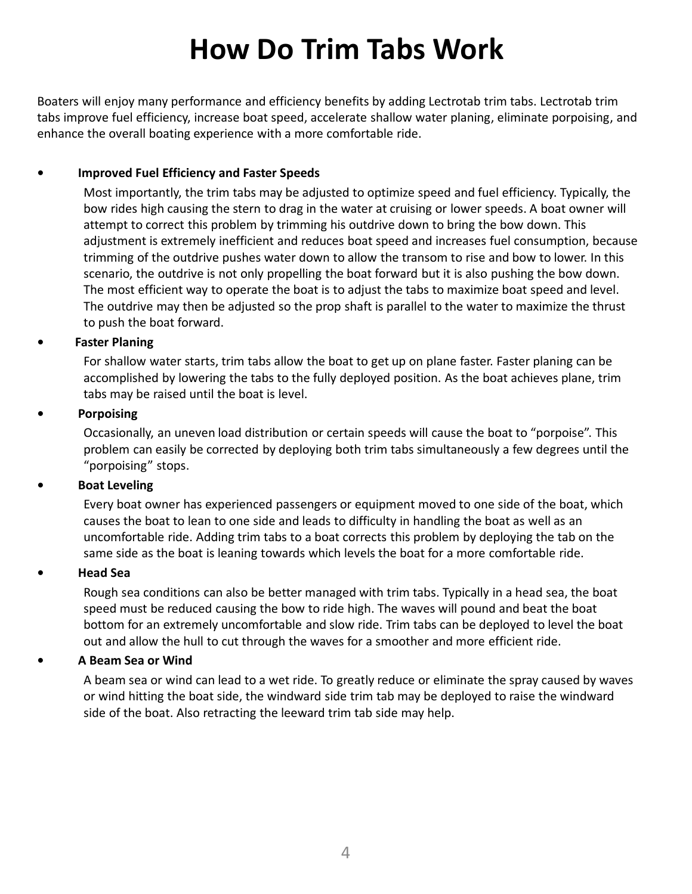# How Do Trim Tabs Work

Boaters will enjoy many performance and efficiency benefits by adding Lectrotab trim tabs. Lectrotab trim tabs improve fuel efficiency, increase boat speed, accelerate shallow water planing, eliminate porpoising, and enhance the overall boating experience with a more comfortable ride.

- **Improved Fuel Efficiency and Faster Speeds**

  Most importantly, the trim tabs may be adjusted to optimize speed and fuel efficiency. Typically, the bow rides high causing the stern to drag in the water at cruising or lower speeds. A boat owner will attempt to correct this problem by trimming his outdrive down to bring the bow down. This adjustment is extremely inefficient and reduces boat speed and increases fuel consumption, because trimming of the outdrive pushes water down to allow the transom to rise and bow to lower. In this scenario, the outdrive is not only propelling the boat forward but it is also pushing the bow down. The most efficient way to operate the boat is to adjust the tabs to maximize boat speed and level. The outdrive may then be adjusted so the prop shaft is parallel to the water to maximize the thrust to push the boat forward.

- **Faster Planing**

  For shallow water starts, trim tabs allow the boat to get up on plane faster. Faster planing can be accomplished by lowering the tabs to the fully deployed position. As the boat achieves plane, trim tabs may be raised until the boat is level.

- **Porpoising**

  Occasionally, an uneven load distribution or certain speeds will cause the boat to "porpoise". This problem can easily be corrected by deploying both trim tabs simultaneously a few degrees until the "porpoising" stops.

- **Boat Leveling**

  Every boat owner has experienced passengers or equipment moved to one side of the boat, which causes the boat to lean to one side and leads to difficulty in handling the boat as well as an uncomfortable ride. Adding trim tabs to a boat corrects this problem by deploying the tab on the same side as the boat is leaning towards which levels the boat for a more comfortable ride.

- **Head Sea**

  Rough sea conditions can also be better managed with trim tabs. Typically in a head sea, the boat speed must be reduced causing the bow to ride high. The waves will pound and beat the boat bottom for an extremely uncomfortable and slow ride. Trim tabs can be deployed to level the boat out and allow the hull to cut through the waves for a smoother and more efficient ride.

- **A Beam Sea or Wind**

  A beam sea or wind can lead to a wet ride. To greatly reduce or eliminate the spray caused by waves or wind hitting the boat side, the windward side trim tab may be deployed to raise the windward side of the boat. Also retracting the leeward trim tab side may help.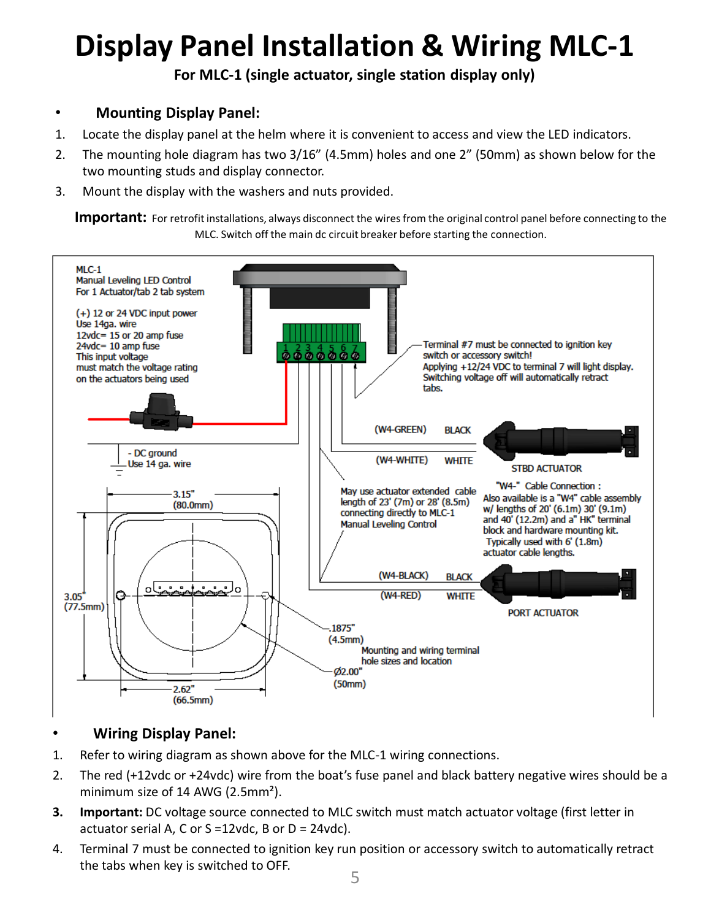# Display Panel Installation & Wiring MLC-1

**For MLC-1 (single actuator, single station display only)**

- **Mounting Display Panel:**

1. Locate the display panel at the helm where it is convenient to access and view the LED indicators.
2. The mounting hole diagram has two 3/16" (4.5mm) holes and one 2" (50mm) as shown below for the two mounting studs and display connector.
3. Mount the display with the washers and nuts provided.

**Important:** For retrofit installations, always disconnect the wires from the original control panel before connecting to the MLC. Switch off the main dc circuit breaker before starting the connection.

MLC-1
Manual Leveling LED Control
For 1 Actuator/tab 2 tab system

(+) 12 or 24 VDC input power
Use 14ga. wire
12vdc= 15 or 20 amp fuse
24vdc= 10 amp fuse
This input voltage must match the voltage rating on the actuators being used

- DC ground
Use 14 ga. wire

Terminal #7 must be connected to ignition key switch or accessory switch!
Applying +12/24 VDC to terminal 7 will light display. Switching voltage off will automatically retract tabs.

(W4-GREEN) BLACK
(W4-WHITE) WHITE
STBD ACTUATOR

May use actuator extended cable length of 23' (7m) or 28' (8.5m) connecting directly to MLC-1 Manual Leveling Control

"W4-" Cable Connection :
Also available is a "W4" cable assembly w/ lengths of 20' (6.1m) 30' (9.1m) and 40' (12.2m) and a" HK" terminal block and hardware mounting kit.
Typically used with 6' (1.8m) actuator cable lengths.

(W4-BLACK) BLACK
(W4-RED) WHITE
PORT ACTUATOR

3.15" (80.0mm)
3.05" (77.5mm)
2.62" (66.5mm)
.1875" (4.5mm)
Mounting and wiring terminal hole sizes and location
Ø2.00" (50mm)

- **Wiring Display Panel:**

1. Refer to wiring diagram as shown above for the MLC-1 wiring connections.
2. The red (+12vdc or +24vdc) wire from the boat's fuse panel and black battery negative wires should be a minimum size of 14 AWG (2.5mm²).
3. **Important:** DC voltage source connected to MLC switch must match actuator voltage (first letter in actuator serial A, C or S =12vdc, B or D = 24vdc).
4. Terminal 7 must be connected to ignition key run position or accessory switch to automatically retract the tabs when key is switched to OFF.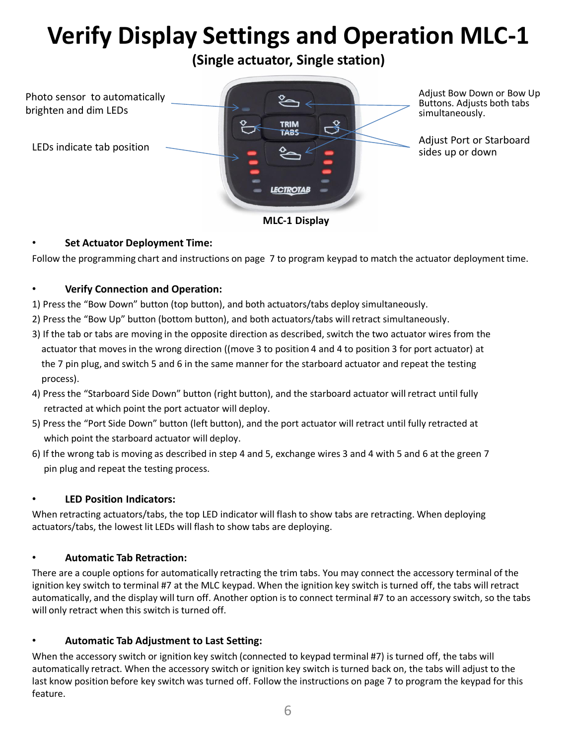# Verify Display Settings and Operation MLC-1

## (Single actuator, Single station)

Photo sensor to automatically brighten and dim LEDs

LEDs indicate tab position

Adjust Bow Down or Bow Up Buttons. Adjusts both tabs simultaneously.

Adjust Port or Starboard sides up or down

**MLC-1 Display**

- **Set Actuator Deployment Time:**

Follow the programming chart and instructions on page 7 to program keypad to match the actuator deployment time.

- **Verify Connection and Operation:**

1) Press the "Bow Down" button (top button), and both actuators/tabs deploy simultaneously.
2) Press the "Bow Up" button (bottom button), and both actuators/tabs will retract simultaneously.
3) If the tab or tabs are moving in the opposite direction as described, switch the two actuator wires from the actuator that moves in the wrong direction ((move 3 to position 4 and 4 to position 3 for port actuator) at the 7 pin plug, and switch 5 and 6 in the same manner for the starboard actuator and repeat the testing process).
4) Press the "Starboard Side Down" button (right button), and the starboard actuator will retract until fully retracted at which point the port actuator will deploy.
5) Press the "Port Side Down" button (left button), and the port actuator will retract until fully retracted at which point the starboard actuator will deploy.
6) If the wrong tab is moving as described in step 4 and 5, exchange wires 3 and 4 with 5 and 6 at the green 7 pin plug and repeat the testing process.

- **LED Position Indicators:**

When retracting actuators/tabs, the top LED indicator will flash to show tabs are retracting. When deploying actuators/tabs, the lowest lit LEDs will flash to show tabs are deploying.

- **Automatic Tab Retraction:**

There are a couple options for automatically retracting the trim tabs. You may connect the accessory terminal of the ignition key switch to terminal #7 at the MLC keypad. When the ignition key switch is turned off, the tabs will retract automatically, and the display will turn off. Another option is to connect terminal #7 to an accessory switch, so the tabs will only retract when this switch is turned off.

- **Automatic Tab Adjustment to Last Setting:**

When the accessory switch or ignition key switch (connected to keypad terminal #7) is turned off, the tabs will automatically retract. When the accessory switch or ignition key switch is turned back on, the tabs will adjust to the last know position before key switch was turned off. Follow the instructions on page 7 to program the keypad for this feature.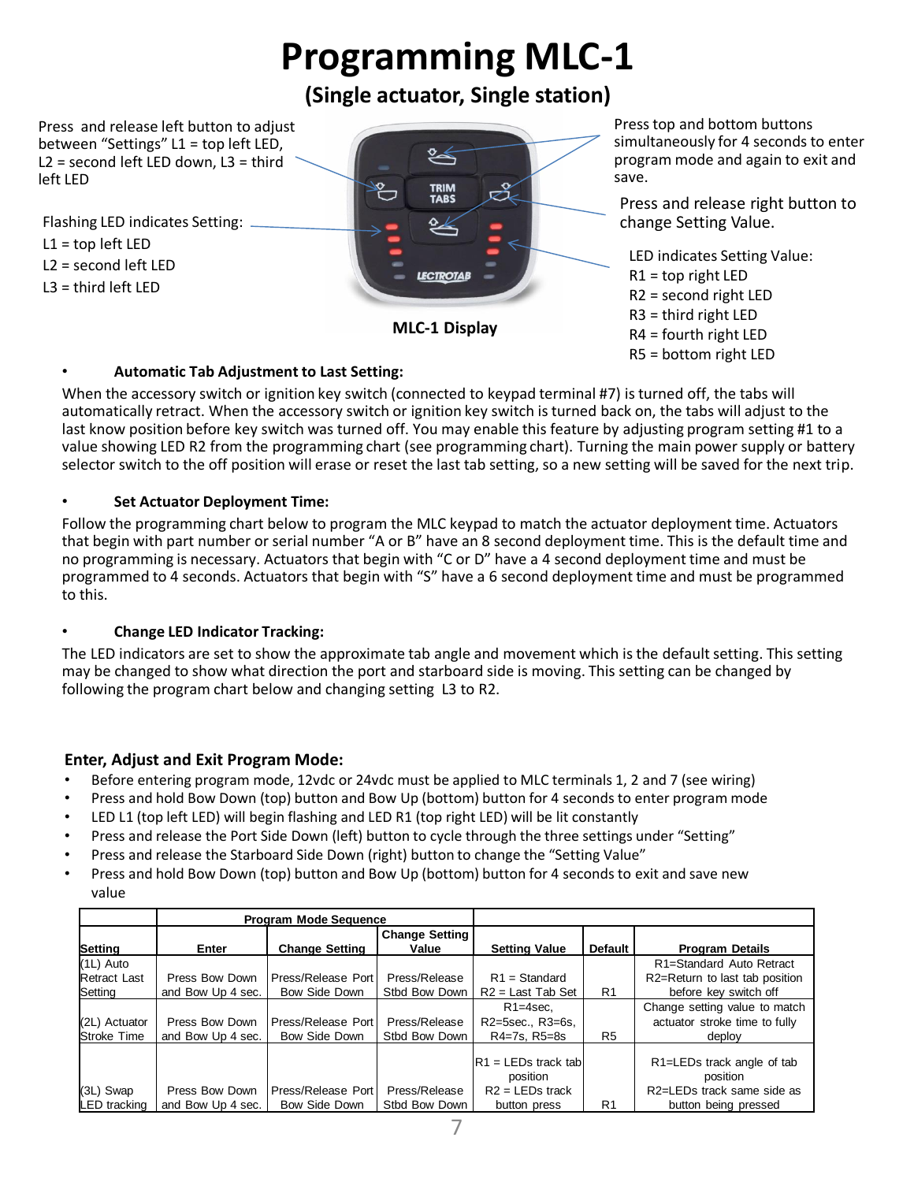# Programming MLC-1

## (Single actuator, Single station)

Press and release left button to adjust between "Settings" L1 = top left LED, L2 = second left LED down, L3 = third left LED

Flashing LED indicates Setting:
L1 = top left LED
L2 = second left LED
L3 = third left LED

Press top and bottom buttons simultaneously for 4 seconds to enter program mode and again to exit and save.

Press and release right button to change Setting Value.

LED indicates Setting Value:
R1 = top right LED
R2 = second right LED
R3 = third right LED
R4 = fourth right LED
R5 = bottom right LED

**MLC-1 Display**

- **Automatic Tab Adjustment to Last Setting:**

When the accessory switch or ignition key switch (connected to keypad terminal #7) is turned off, the tabs will automatically retract. When the accessory switch or ignition key switch is turned back on, the tabs will adjust to the last know position before key switch was turned off. You may enable this feature by adjusting program setting #1 to a value showing LED R2 from the programming chart (see programming chart). Turning the main power supply or battery selector switch to the off position will erase or reset the last tab setting, so a new setting will be saved for the next trip.

- **Set Actuator Deployment Time:**

Follow the programming chart below to program the MLC keypad to match the actuator deployment time. Actuators that begin with part number or serial number "A or B" have an 8 second deployment time. This is the default time and no programming is necessary. Actuators that begin with "C or D" have a 4 second deployment time and must be programmed to 4 seconds. Actuators that begin with "S" have a 6 second deployment time and must be programmed to this.

- **Change LED Indicator Tracking:**

The LED indicators are set to show the approximate tab angle and movement which is the default setting. This setting may be changed to show what direction the port and starboard side is moving. This setting can be changed by following the program chart below and changing setting L3 to R2.

### Enter, Adjust and Exit Program Mode:

- Before entering program mode, 12vdc or 24vdc must be applied to MLC terminals 1, 2 and 7 (see wiring)
- Press and hold Bow Down (top) button and Bow Up (bottom) button for 4 seconds to enter program mode
- LED L1 (top left LED) will begin flashing and LED R1 (top right LED) will be lit constantly
- Press and release the Port Side Down (left) button to cycle through the three settings under "Setting"
- Press and release the Starboard Side Down (right) button to change the "Setting Value"
- Press and hold Bow Down (top) button and Bow Up (bottom) button for 4 seconds to exit and save new value

| | Program Mode Sequence | | | | | |
|---|---|---|---|---|---|---|
| Setting | Enter | Change Setting | Change Setting Value | Setting Value | Default | Program Details |
| (1L) Auto Retract Last Setting | Press Bow Down and Bow Up 4 sec. | Press/Release Port Bow Side Down | Press/Release Stbd Bow Down | R1 = Standard R2 = Last Tab Set | R1 | R1=Standard Auto Retract R2=Return to last tab position before key switch off |
| (2L) Actuator Stroke Time | Press Bow Down and Bow Up 4 sec. | Press/Release Port Bow Side Down | Press/Release Stbd Bow Down | R1=4sec, R2=5sec., R3=6s, R4=7s, R5=8s | R5 | Change setting value to match actuator stroke time to fully deploy |
| (3L) Swap LED tracking | Press Bow Down and Bow Up 4 sec. | Press/Release Port Bow Side Down | Press/Release Stbd Bow Down | R1 = LEDs track tab position R2 = LEDs track button press | R1 | R1=LEDs track angle of tab position R2=LEDs track same side as button being pressed |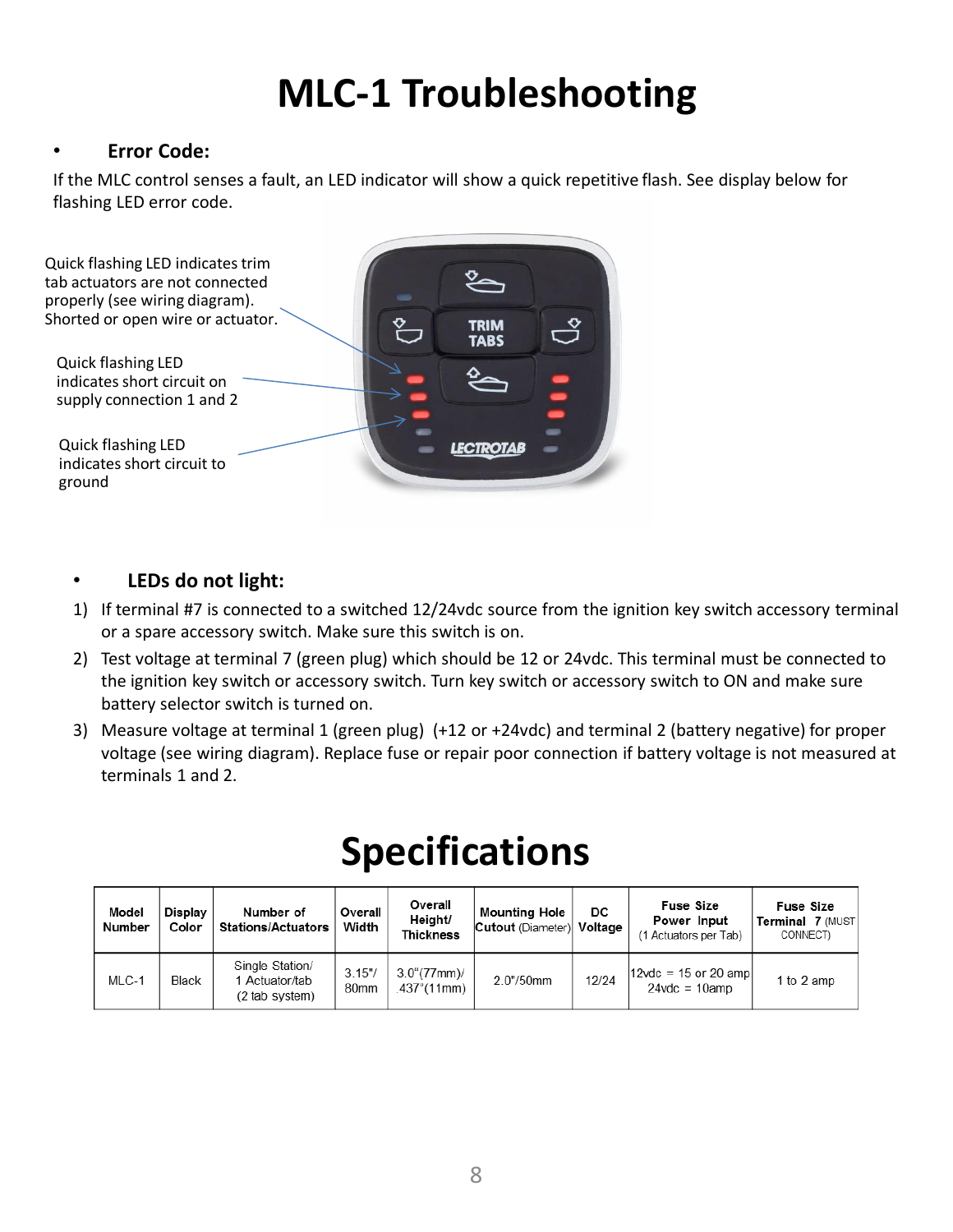# MLC-1 Troubleshooting

- **Error Code:**

If the MLC control senses a fault, an LED indicator will show a quick repetitive flash. See display below for flashing LED error code.

Quick flashing LED indicates trim tab actuators are not connected properly (see wiring diagram). Shorted or open wire or actuator.

Quick flashing LED indicates short circuit on supply connection 1 and 2

Quick flashing LED indicates short circuit to ground

TRIM TABS

LECTROTAB

- **LEDs do not light:**

1) If terminal #7 is connected to a switched 12/24vdc source from the ignition key switch accessory terminal or a spare accessory switch. Make sure this switch is on.
2) Test voltage at terminal 7 (green plug) which should be 12 or 24vdc. This terminal must be connected to the ignition key switch or accessory switch. Turn key switch or accessory switch to ON and make sure battery selector switch is turned on.
3) Measure voltage at terminal 1 (green plug) (+12 or +24vdc) and terminal 2 (battery negative) for proper voltage (see wiring diagram). Replace fuse or repair poor connection if battery voltage is not measured at terminals 1 and 2.

# Specifications

| Model Number | Display Color | Number of Stations/Actuators | Overall Width | Overall Height/ Thickness | Mounting Hole Cutout (Diameter) | DC Voltage | Fuse Size Power Input (1 Actuators per Tab) | Fuse Size Terminal 7 (MUST CONNECT) |
|---|---|---|---|---|---|---|---|---|
| MLC-1 | Black | Single Station/ 1 Actuator/tab (2 tab system) | 3.15"/ 80mm | 3.0"(77mm)/ .437"(11mm) | 2.0"/50mm | 12/24 | 12vdc = 15 or 20 amp 24vdc = 10amp | 1 to 2 amp |